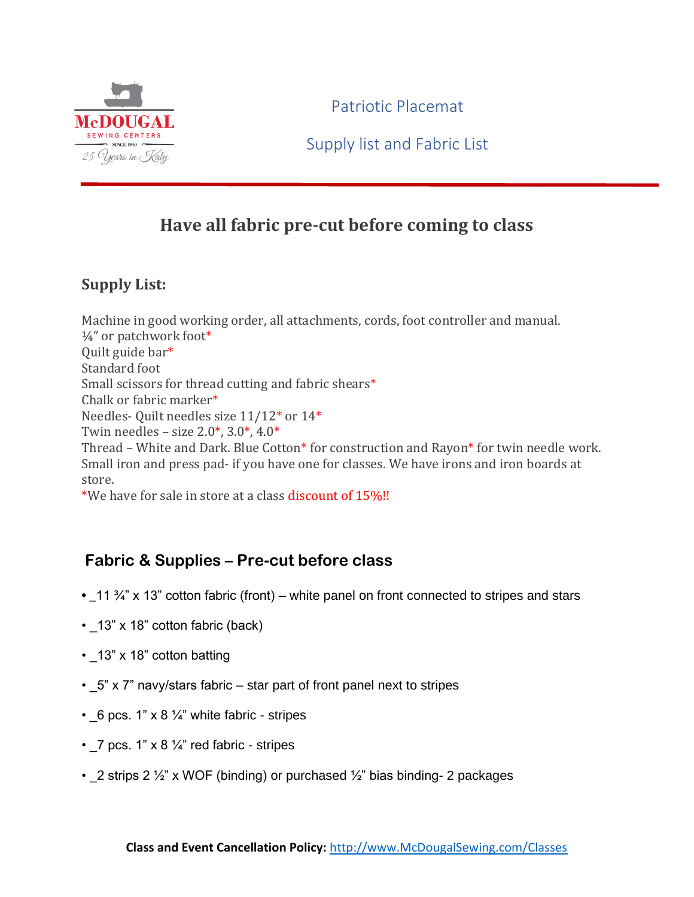# Patriotic Placemat

## Supply list and Fabric List

## Have all fabric pre-cut before coming to class

### Supply List:

Machine in good working order, all attachments, cords, foot controller and manual.
¼" or patchwork foot*
Quilt guide bar*
Standard foot
Small scissors for thread cutting and fabric shears*
Chalk or fabric marker*
Needles- Quilt needles size 11/12* or 14*
Twin needles – size 2.0*, 3.0*, 4.0*
Thread – White and Dark. Blue Cotton* for construction and Rayon* for twin needle work.
Small iron and press pad- if you have one for classes. We have irons and iron boards at store.
*We have for sale in store at a class discount of 15%!!

### Fabric & Supplies – Pre-cut before class

- _11 ¾" x 13" cotton fabric (front) – white panel on front connected to stripes and stars
- _13" x 18" cotton fabric (back)
- _13" x 18" cotton batting
- _5" x 7" navy/stars fabric – star part of front panel next to stripes
- _6 pcs. 1" x 8 ¼" white fabric - stripes
- _7 pcs. 1" x 8 ¼" red fabric - stripes
- _2 strips 2 ½" x WOF (binding) or purchased ½" bias binding- 2 packages

**Class and Event Cancellation Policy:** http://www.McDougalSewing.com/Classes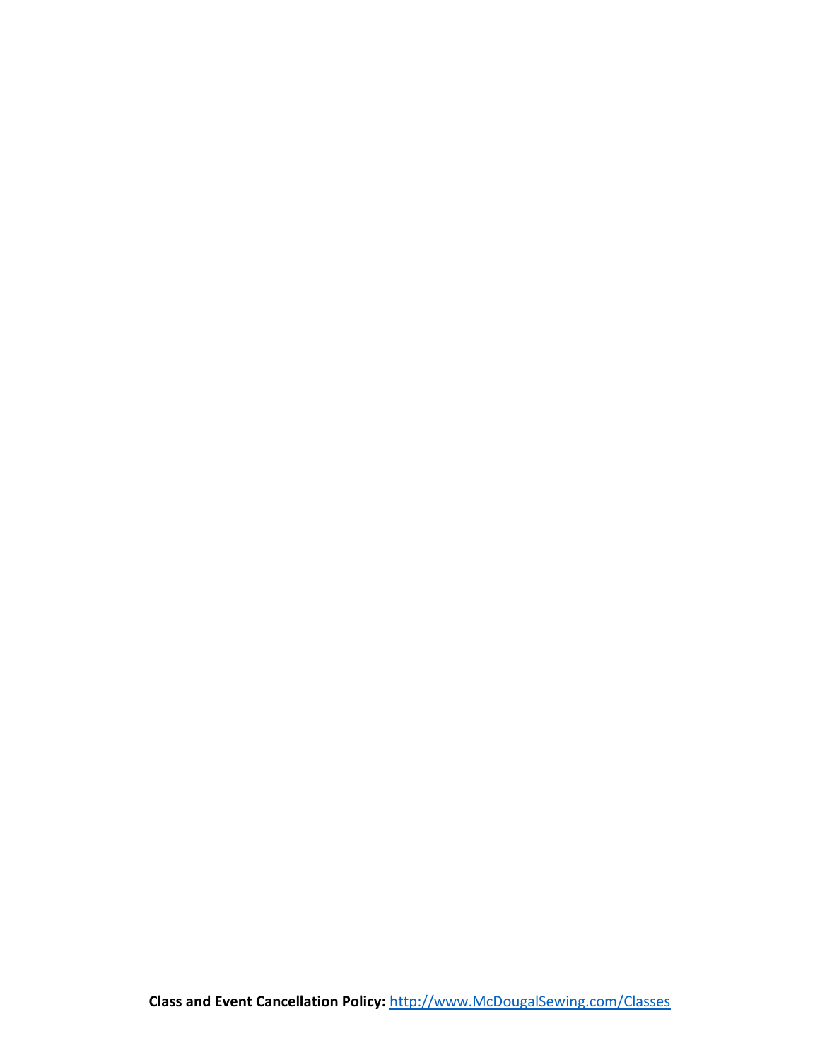**Class and Event Cancellation Policy:** [http://www.McDougalSewing.com/Classes](http://www.McDougalSewing.com/Classes)